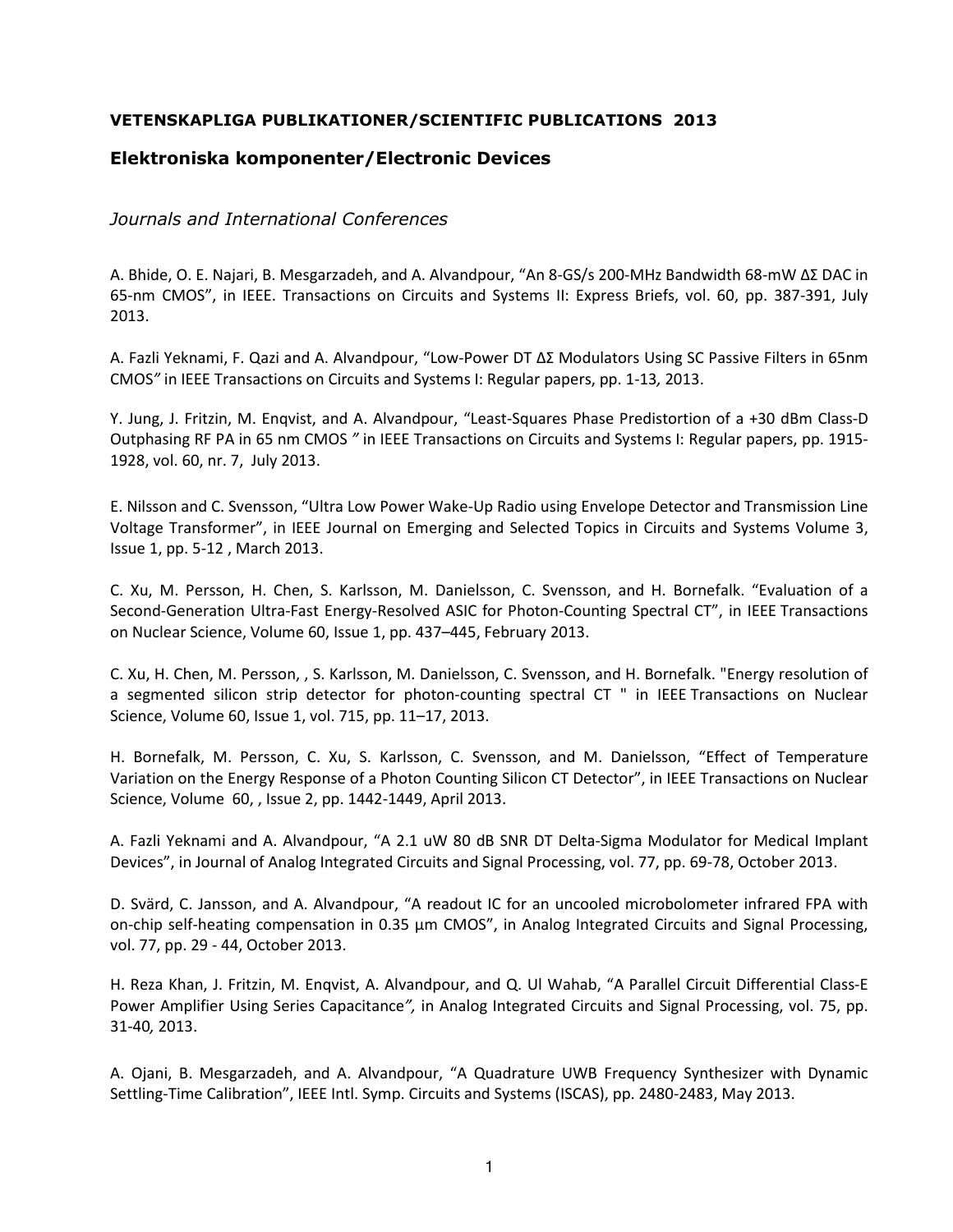# VETENSKAPLIGA PUBLIKATIONER/SCIENTIFIC PUBLICATIONS 2013

## Elektroniska komponenter/Electronic Devices

### *Journals and International Conferences*

A. Bhide, O. E. Najari, B. Mesgarzadeh, and A. Alvandpour, “An 8-GS/s 200-MHz Bandwidth 68-mW ΔΣ DAC in 65-nm CMOS”, in IEEE. Transactions on Circuits and Systems II: Express Briefs, vol. 60, pp. 387-391, July 2013.

A. Fazli Yeknami, F. Qazi and A. Alvandpour, “Low-Power DT ΔΣ Modulators Using SC Passive Filters in 65nm CMOS*”* in IEEE Transactions on Circuits and Systems I: Regular papers, pp. 1-13*,* 2013.

Y. Jung, J. Fritzin, M. Enqvist, and A. Alvandpour, “Least-Squares Phase Predistortion of a +30 dBm Class-D Outphasing RF PA in 65 nm CMOS *”* in IEEE Transactions on Circuits and Systems I: Regular papers, pp. 1915-1928, vol. 60, nr. 7, July 2013.

E. Nilsson and C. Svensson, “Ultra Low Power Wake-Up Radio using Envelope Detector and Transmission Line Voltage Transformer”, in IEEE Journal on Emerging and Selected Topics in Circuits and Systems Volume 3, Issue 1, pp. 5-12 , March 2013.

C. Xu, M. Persson, H. Chen, S. Karlsson, M. Danielsson, C. Svensson, and H. Bornefalk. “Evaluation of a Second-Generation Ultra-Fast Energy-Resolved ASIC for Photon-Counting Spectral CT”, in IEEE Transactions on Nuclear Science, Volume 60, Issue 1, pp. 437–445, February 2013.

C. Xu, H. Chen, M. Persson, , S. Karlsson, M. Danielsson, C. Svensson, and H. Bornefalk. "Energy resolution of a segmented silicon strip detector for photon-counting spectral CT " in IEEE Transactions on Nuclear Science, Volume 60, Issue 1, vol. 715, pp. 11–17, 2013.

H. Bornefalk, M. Persson, C. Xu, S. Karlsson, C. Svensson, and M. Danielsson, “Effect of Temperature Variation on the Energy Response of a Photon Counting Silicon CT Detector”, in IEEE Transactions on Nuclear Science, Volume 60, , Issue 2, pp. 1442-1449, April 2013.

A. Fazli Yeknami and A. Alvandpour, “A 2.1 uW 80 dB SNR DT Delta-Sigma Modulator for Medical Implant Devices”, in Journal of Analog Integrated Circuits and Signal Processing, vol. 77, pp. 69-78, October 2013.

D. Svärd, C. Jansson, and A. Alvandpour, “A readout IC for an uncooled microbolometer infrared FPA with on-chip self-heating compensation in 0.35 µm CMOS”, in Analog Integrated Circuits and Signal Processing, vol. 77, pp. 29 - 44, October 2013.

H. Reza Khan, J. Fritzin, M. Enqvist, A. Alvandpour, and Q. Ul Wahab, “A Parallel Circuit Differential Class-E Power Amplifier Using Series Capacitance*”,* in Analog Integrated Circuits and Signal Processing, vol. 75, pp. 31-40*,* 2013.

A. Ojani, B. Mesgarzadeh, and A. Alvandpour, “A Quadrature UWB Frequency Synthesizer with Dynamic Settling-Time Calibration”, IEEE Intl. Symp. Circuits and Systems (ISCAS), pp. 2480-2483, May 2013.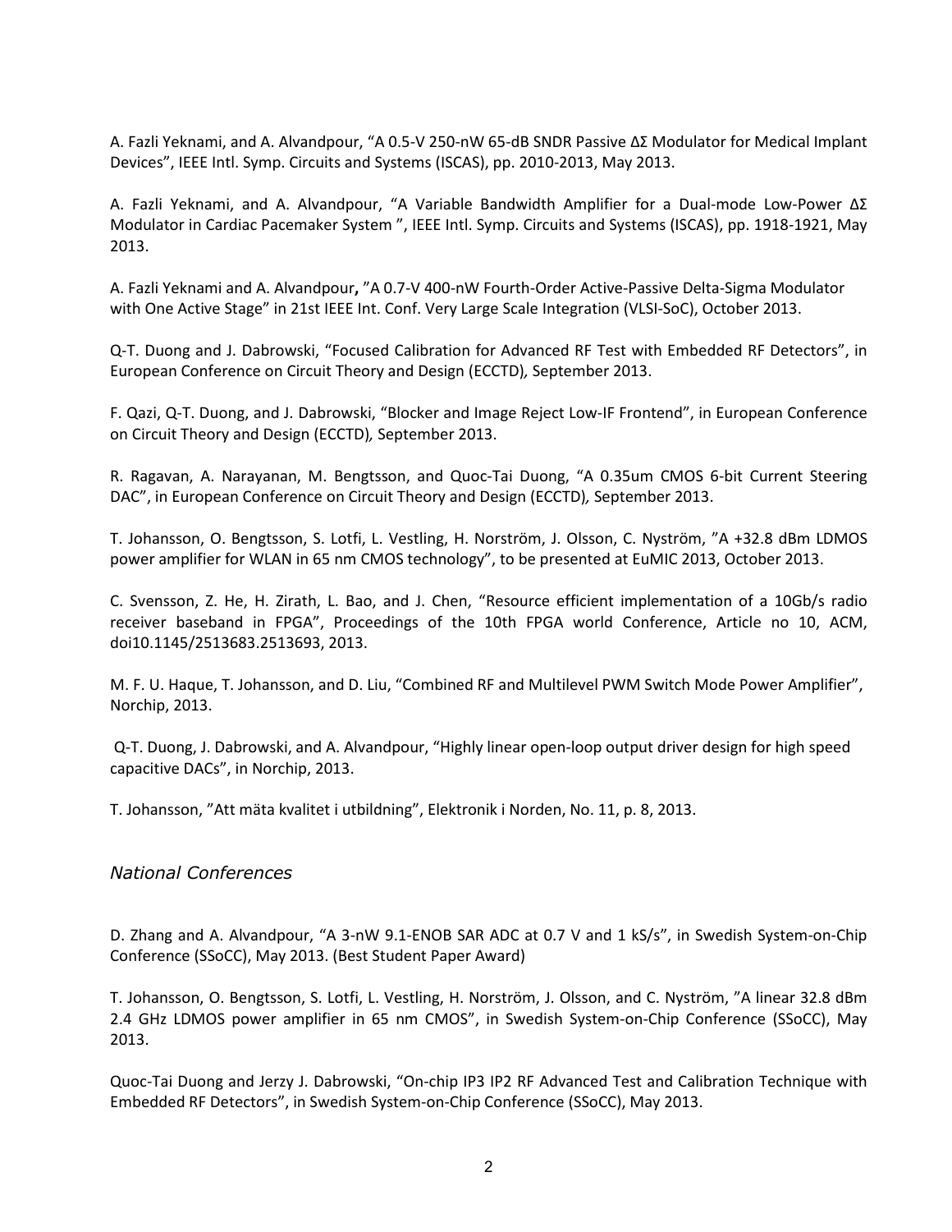A. Fazli Yeknami, and A. Alvandpour, “A 0.5-V 250-nW 65-dB SNDR Passive ΔΣ Modulator for Medical Implant Devices”, IEEE Intl. Symp. Circuits and Systems (ISCAS), pp. 2010-2013, May 2013.

A. Fazli Yeknami, and A. Alvandpour, “A Variable Bandwidth Amplifier for a Dual-mode Low-Power ΔΣ Modulator in Cardiac Pacemaker System ”, IEEE Intl. Symp. Circuits and Systems (ISCAS), pp. 1918-1921, May 2013.

A. Fazli Yeknami and A. Alvandpour**,** ”A 0.7-V 400-nW Fourth-Order Active-Passive Delta-Sigma Modulator with One Active Stage” in 21st IEEE Int. Conf. Very Large Scale Integration (VLSI-SoC), October 2013.

Q-T. Duong and J. Dabrowski, “Focused Calibration for Advanced RF Test with Embedded RF Detectors”, in European Conference on Circuit Theory and Design (ECCTD)*,* September 2013.

F. Qazi, Q-T. Duong, and J. Dabrowski, “Blocker and Image Reject Low-IF Frontend”, in European Conference on Circuit Theory and Design (ECCTD)*,* September 2013.

R. Ragavan, A. Narayanan, M. Bengtsson, and Quoc-Tai Duong, “A 0.35um CMOS 6-bit Current Steering DAC”, in European Conference on Circuit Theory and Design (ECCTD)*,* September 2013.

T. Johansson, O. Bengtsson, S. Lotfi, L. Vestling, H. Norström, J. Olsson, C. Nyström, ”A +32.8 dBm LDMOS power amplifier for WLAN in 65 nm CMOS technology”, to be presented at EuMIC 2013, October 2013.

C. Svensson, Z. He, H. Zirath, L. Bao, and J. Chen, “Resource efficient implementation of a 10Gb/s radio receiver baseband in FPGA”, Proceedings of the 10th FPGA world Conference, Article no 10, ACM, doi10.1145/2513683.2513693, 2013.

M. F. U. Haque, T. Johansson, and D. Liu, “Combined RF and Multilevel PWM Switch Mode Power Amplifier”, Norchip, 2013.

Q-T. Duong, J. Dabrowski, and A. Alvandpour, “Highly linear open-loop output driver design for high speed capacitive DACs”, in Norchip, 2013.

T. Johansson, ”Att mäta kvalitet i utbildning”, Elektronik i Norden, No. 11, p. 8, 2013.

### *National Conferences*

D. Zhang and A. Alvandpour, “A 3-nW 9.1-ENOB SAR ADC at 0.7 V and 1 kS/s”, in Swedish System-on-Chip Conference (SSoCC), May 2013. (Best Student Paper Award)

T. Johansson, O. Bengtsson, S. Lotfi, L. Vestling, H. Norström, J. Olsson, and C. Nyström, ”A linear 32.8 dBm 2.4 GHz LDMOS power amplifier in 65 nm CMOS”, in Swedish System-on-Chip Conference (SSoCC), May 2013.

Quoc-Tai Duong and Jerzy J. Dabrowski, “On-chip IP3 IP2 RF Advanced Test and Calibration Technique with Embedded RF Detectors”, in Swedish System-on-Chip Conference (SSoCC), May 2013.